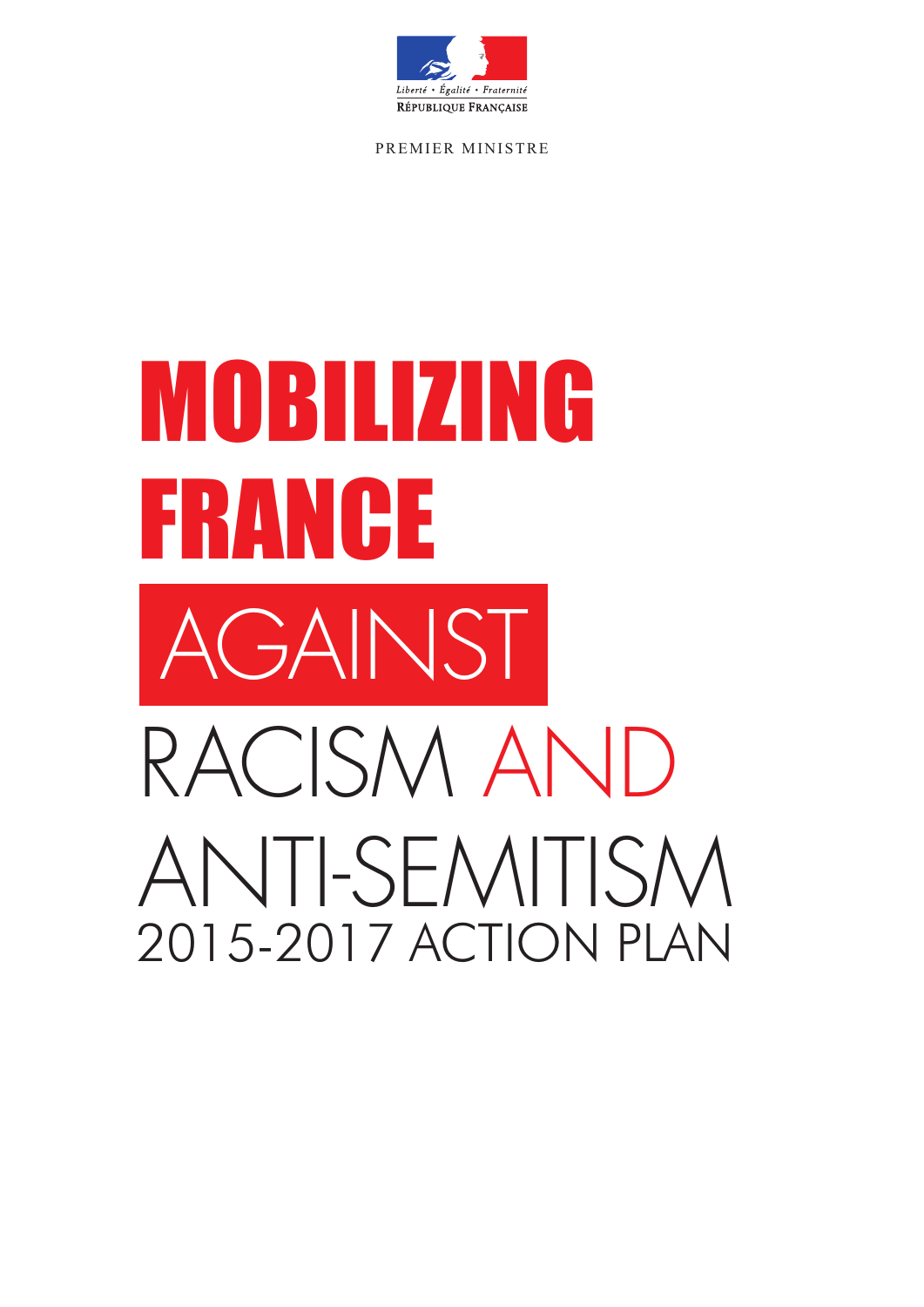Liberté • Égalité • Fraternité

RÉPUBLIQUE FRANÇAISE

PREMIER MINISTRE

# MOBILIZING FRANCE AGAINST RACISM AND ANTI-SEMITISM

## 2015-2017 ACTION PLAN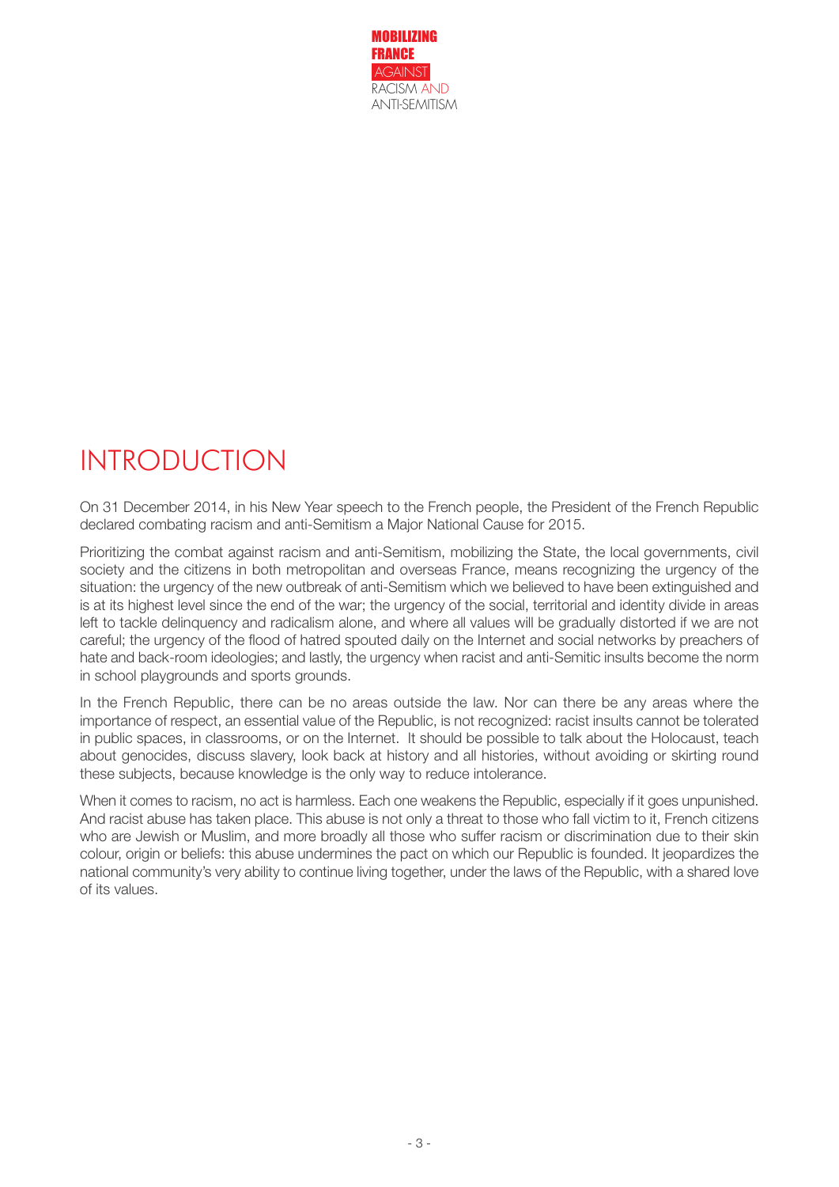# INTRODUCTION

On 31 December 2014, in his New Year speech to the French people, the President of the French Republic declared combating racism and anti-Semitism a Major National Cause for 2015.

Prioritizing the combat against racism and anti-Semitism, mobilizing the State, the local governments, civil society and the citizens in both metropolitan and overseas France, means recognizing the urgency of the situation: the urgency of the new outbreak of anti-Semitism which we believed to have been extinguished and is at its highest level since the end of the war; the urgency of the social, territorial and identity divide in areas left to tackle delinquency and radicalism alone, and where all values will be gradually distorted if we are not careful; the urgency of the flood of hatred spouted daily on the Internet and social networks by preachers of hate and back-room ideologies; and lastly, the urgency when racist and anti-Semitic insults become the norm in school playgrounds and sports grounds.

In the French Republic, there can be no areas outside the law. Nor can there be any areas where the importance of respect, an essential value of the Republic, is not recognized: racist insults cannot be tolerated in public spaces, in classrooms, or on the Internet. It should be possible to talk about the Holocaust, teach about genocides, discuss slavery, look back at history and all histories, without avoiding or skirting round these subjects, because knowledge is the only way to reduce intolerance.

When it comes to racism, no act is harmless. Each one weakens the Republic, especially if it goes unpunished. And racist abuse has taken place. This abuse is not only a threat to those who fall victim to it, French citizens who are Jewish or Muslim, and more broadly all those who suffer racism or discrimination due to their skin colour, origin or beliefs: this abuse undermines the pact on which our Republic is founded. It jeopardizes the national community's very ability to continue living together, under the laws of the Republic, with a shared love of its values.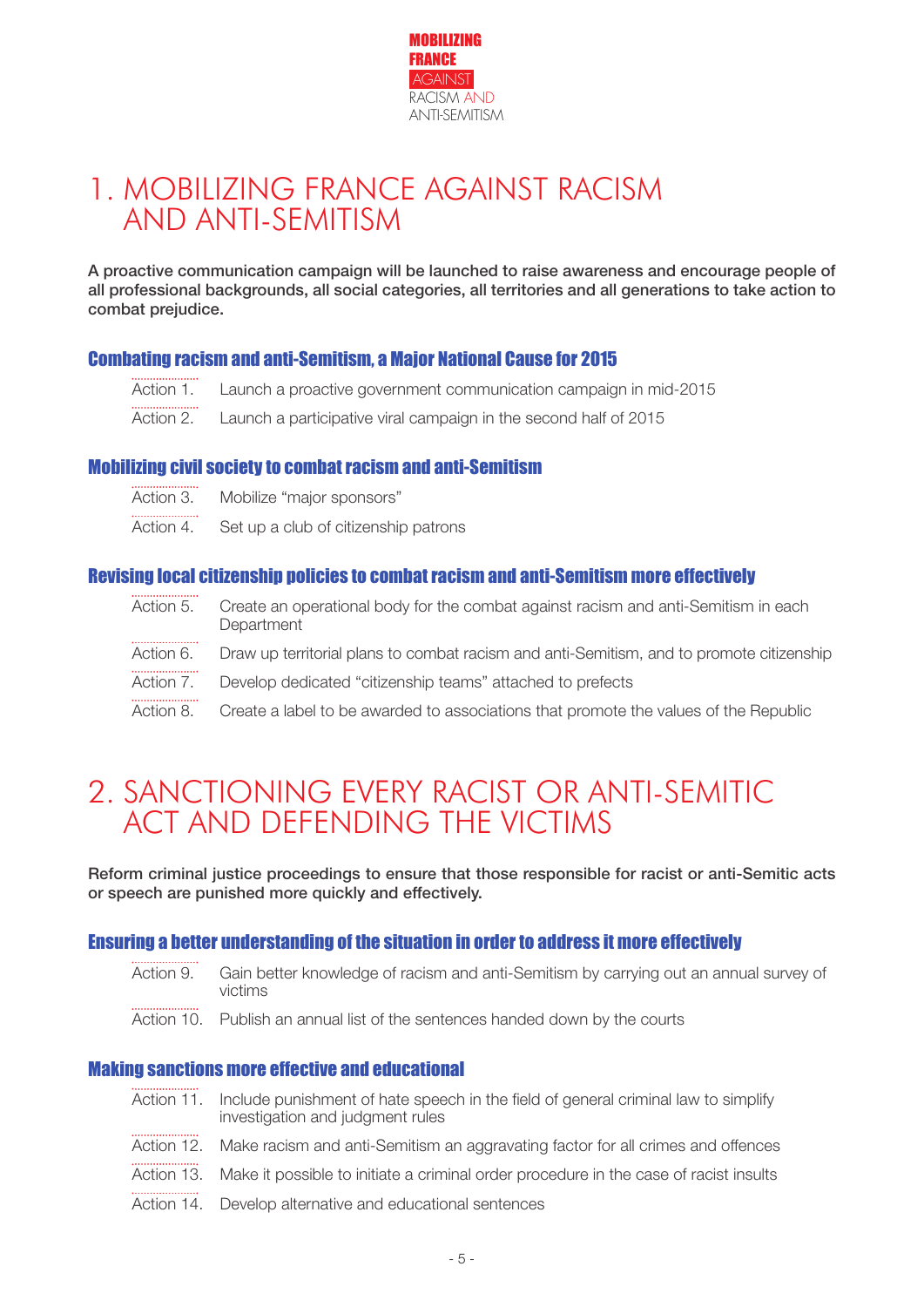# 1. MOBILIZING FRANCE AGAINST RACISM AND ANTI-SEMITISM

**A proactive communication campaign will be launched to raise awareness and encourage people of all professional backgrounds, all social categories, all territories and all generations to take action to combat prejudice.**

### Combating racism and anti-Semitism, a Major National Cause for 2015

- Action 1. Launch a proactive government communication campaign in mid-2015
- Action 2. Launch a participative viral campaign in the second half of 2015

### Mobilizing civil society to combat racism and anti-Semitism

- Action 3. Mobilize “major sponsors”
- Action 4. Set up a club of citizenship patrons

### Revising local citizenship policies to combat racism and anti-Semitism more effectively

- Action 5. Create an operational body for the combat against racism and anti-Semitism in each Department
- Action 6. Draw up territorial plans to combat racism and anti-Semitism, and to promote citizenship
- Action 7. Develop dedicated “citizenship teams” attached to prefects
- Action 8. Create a label to be awarded to associations that promote the values of the Republic

# 2. SANCTIONING EVERY RACIST OR ANTI-SEMITIC ACT AND DEFENDING THE VICTIMS

**Reform criminal justice proceedings to ensure that those responsible for racist or anti-Semitic acts or speech are punished more quickly and effectively.**

### Ensuring a better understanding of the situation in order to address it more effectively

- Action 9. Gain better knowledge of racism and anti-Semitism by carrying out an annual survey of victims
- Action 10. Publish an annual list of the sentences handed down by the courts

### Making sanctions more effective and educational

- Action 11. Include punishment of hate speech in the field of general criminal law to simplify investigation and judgment rules
- Action 12. Make racism and anti-Semitism an aggravating factor for all crimes and offences
- Action 13. Make it possible to initiate a criminal order procedure in the case of racist insults
- Action 14. Develop alternative and educational sentences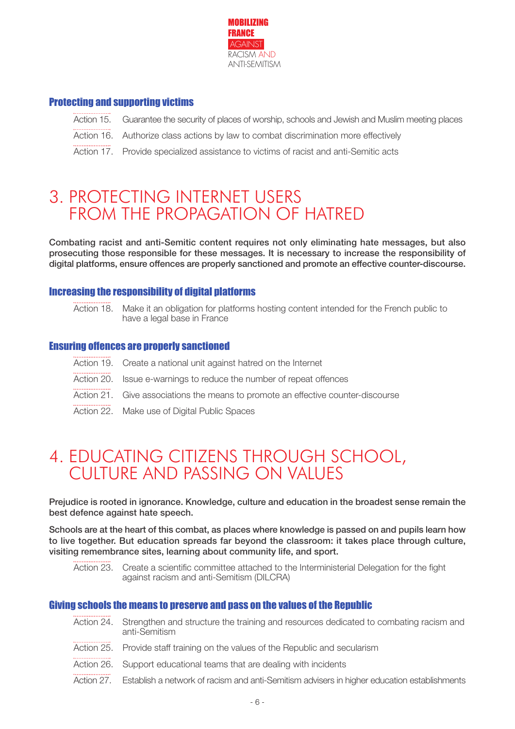### Protecting and supporting victims

- Action 15. Guarantee the security of places of worship, schools and Jewish and Muslim meeting places
- Action 16. Authorize class actions by law to combat discrimination more effectively
- Action 17. Provide specialized assistance to victims of racist and anti-Semitic acts

# 3. PROTECTING INTERNET USERS FROM THE PROPAGATION OF HATRED

**Combating racist and anti-Semitic content requires not only eliminating hate messages, but also prosecuting those responsible for these messages. It is necessary to increase the responsibility of digital platforms, ensure offences are properly sanctioned and promote an effective counter-discourse.**

### Increasing the responsibility of digital platforms

- Action 18. Make it an obligation for platforms hosting content intended for the French public to have a legal base in France

### Ensuring offences are properly sanctioned

- Action 19. Create a national unit against hatred on the Internet
- Action 20. Issue e-warnings to reduce the number of repeat offences
- Action 21. Give associations the means to promote an effective counter-discourse
- Action 22. Make use of Digital Public Spaces

# 4. EDUCATING CITIZENS THROUGH SCHOOL, CULTURE AND PASSING ON VALUES

**Prejudice is rooted in ignorance. Knowledge, culture and education in the broadest sense remain the best defence against hate speech.**

**Schools are at the heart of this combat, as places where knowledge is passed on and pupils learn how to live together. But education spreads far beyond the classroom: it takes place through culture, visiting remembrance sites, learning about community life, and sport.**

- Action 23. Create a scientific committee attached to the Interministerial Delegation for the fight against racism and anti-Semitism (DILCRA)

### Giving schools the means to preserve and pass on the values of the Republic

- Action 24. Strengthen and structure the training and resources dedicated to combating racism and anti-Semitism
- Action 25. Provide staff training on the values of the Republic and secularism
- Action 26. Support educational teams that are dealing with incidents
- Action 27. Establish a network of racism and anti-Semitism advisers in higher education establishments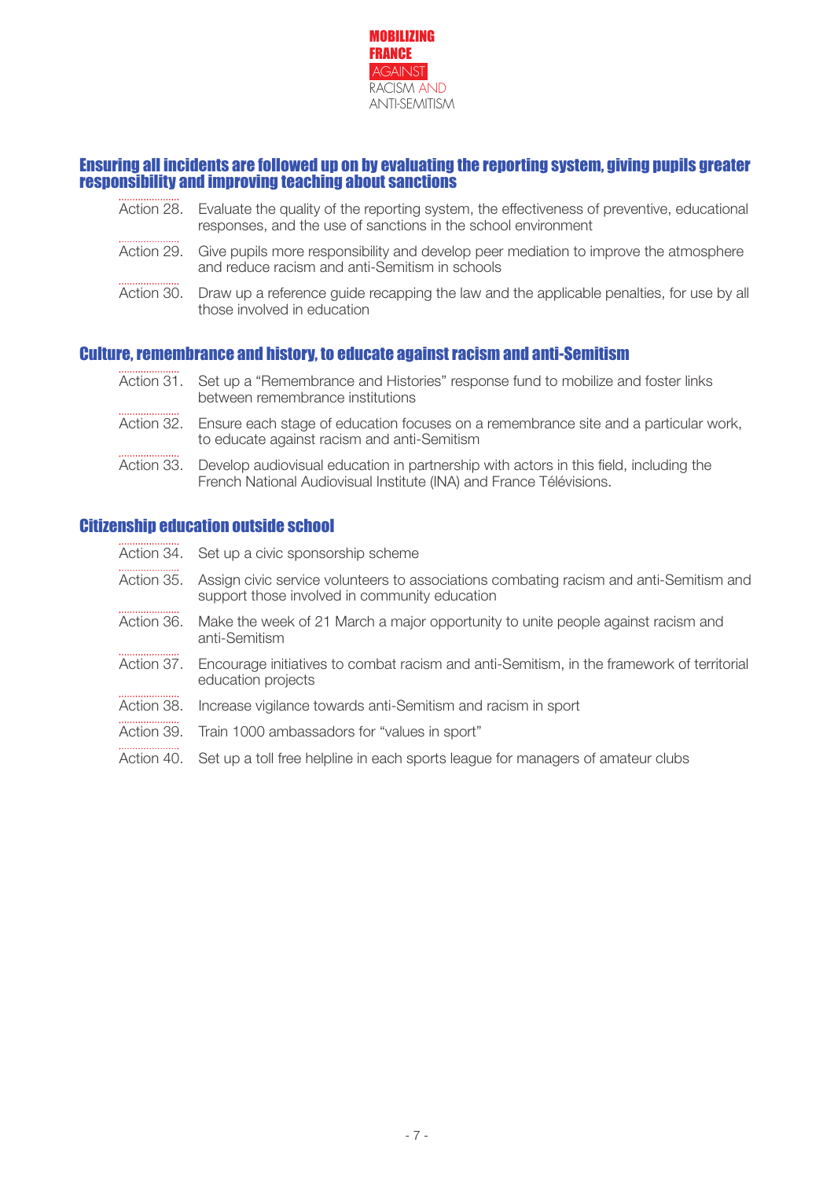## Ensuring all incidents are followed up on by evaluating the reporting system, giving pupils greater responsibility and improving teaching about sanctions

- Action 28. Evaluate the quality of the reporting system, the effectiveness of preventive, educational responses, and the use of sanctions in the school environment
- Action 29. Give pupils more responsibility and develop peer mediation to improve the atmosphere and reduce racism and anti-Semitism in schools
- Action 30. Draw up a reference guide recapping the law and the applicable penalties, for use by all those involved in education

## Culture, remembrance and history, to educate against racism and anti-Semitism

- Action 31. Set up a "Remembrance and Histories" response fund to mobilize and foster links between remembrance institutions
- Action 32. Ensure each stage of education focuses on a remembrance site and a particular work, to educate against racism and anti-Semitism
- Action 33. Develop audiovisual education in partnership with actors in this field, including the French National Audiovisual Institute (INA) and France Télévisions.

## Citizenship education outside school

- Action 34. Set up a civic sponsorship scheme
- Action 35. Assign civic service volunteers to associations combating racism and anti-Semitism and support those involved in community education
- Action 36. Make the week of 21 March a major opportunity to unite people against racism and anti-Semitism
- Action 37. Encourage initiatives to combat racism and anti-Semitism, in the framework of territorial education projects
- Action 38. Increase vigilance towards anti-Semitism and racism in sport
- Action 39. Train 1000 ambassadors for "values in sport"
- Action 40. Set up a toll free helpline in each sports league for managers of amateur clubs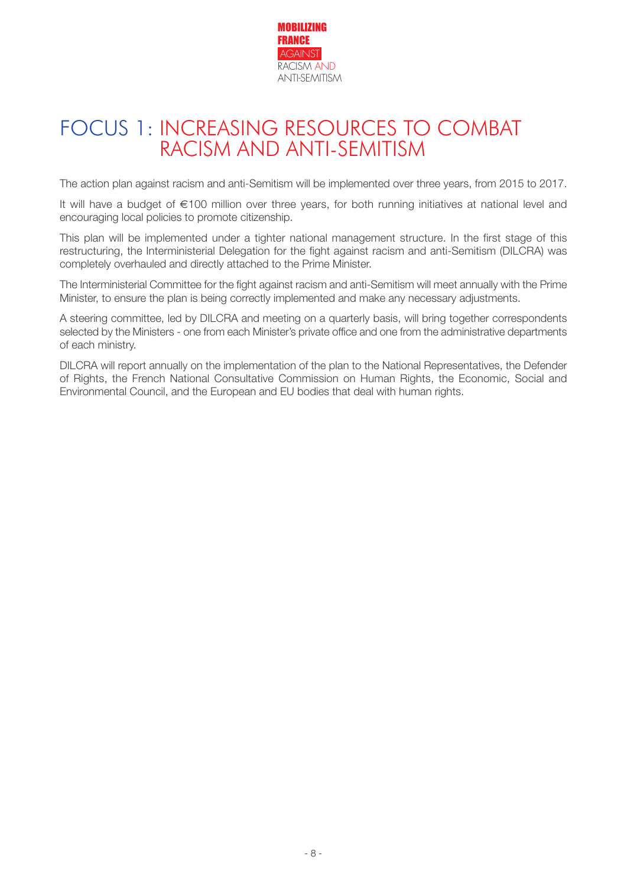# FOCUS 1: INCREASING RESOURCES TO COMBAT RACISM AND ANTI-SEMITISM

The action plan against racism and anti-Semitism will be implemented over three years, from 2015 to 2017.

It will have a budget of €100 million over three years, for both running initiatives at national level and encouraging local policies to promote citizenship.

This plan will be implemented under a tighter national management structure. In the first stage of this restructuring, the Interministerial Delegation for the fight against racism and anti-Semitism (DILCRA) was completely overhauled and directly attached to the Prime Minister.

The Interministerial Committee for the fight against racism and anti-Semitism will meet annually with the Prime Minister, to ensure the plan is being correctly implemented and make any necessary adjustments.

A steering committee, led by DILCRA and meeting on a quarterly basis, will bring together correspondents selected by the Ministers - one from each Minister's private office and one from the administrative departments of each ministry.

DILCRA will report annually on the implementation of the plan to the National Representatives, the Defender of Rights, the French National Consultative Commission on Human Rights, the Economic, Social and Environmental Council, and the European and EU bodies that deal with human rights.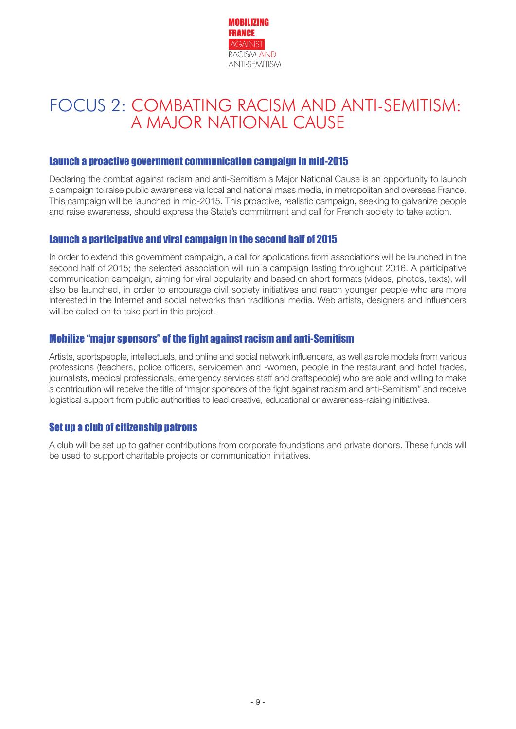# FOCUS 2: COMBATING RACISM AND ANTI-SEMITISM: A MAJOR NATIONAL CAUSE

## Launch a proactive government communication campaign in mid-2015

Declaring the combat against racism and anti-Semitism a Major National Cause is an opportunity to launch a campaign to raise public awareness via local and national mass media, in metropolitan and overseas France. This campaign will be launched in mid-2015. This proactive, realistic campaign, seeking to galvanize people and raise awareness, should express the State's commitment and call for French society to take action.

## Launch a participative and viral campaign in the second half of 2015

In order to extend this government campaign, a call for applications from associations will be launched in the second half of 2015; the selected association will run a campaign lasting throughout 2016. A participative communication campaign, aiming for viral popularity and based on short formats (videos, photos, texts), will also be launched, in order to encourage civil society initiatives and reach younger people who are more interested in the Internet and social networks than traditional media. Web artists, designers and influencers will be called on to take part in this project.

## Mobilize "major sponsors" of the fight against racism and anti-Semitism

Artists, sportspeople, intellectuals, and online and social network influencers, as well as role models from various professions (teachers, police officers, servicemen and -women, people in the restaurant and hotel trades, journalists, medical professionals, emergency services staff and craftspeople) who are able and willing to make a contribution will receive the title of "major sponsors of the fight against racism and anti-Semitism" and receive logistical support from public authorities to lead creative, educational or awareness-raising initiatives.

## Set up a club of citizenship patrons

A club will be set up to gather contributions from corporate foundations and private donors. These funds will be used to support charitable projects or communication initiatives.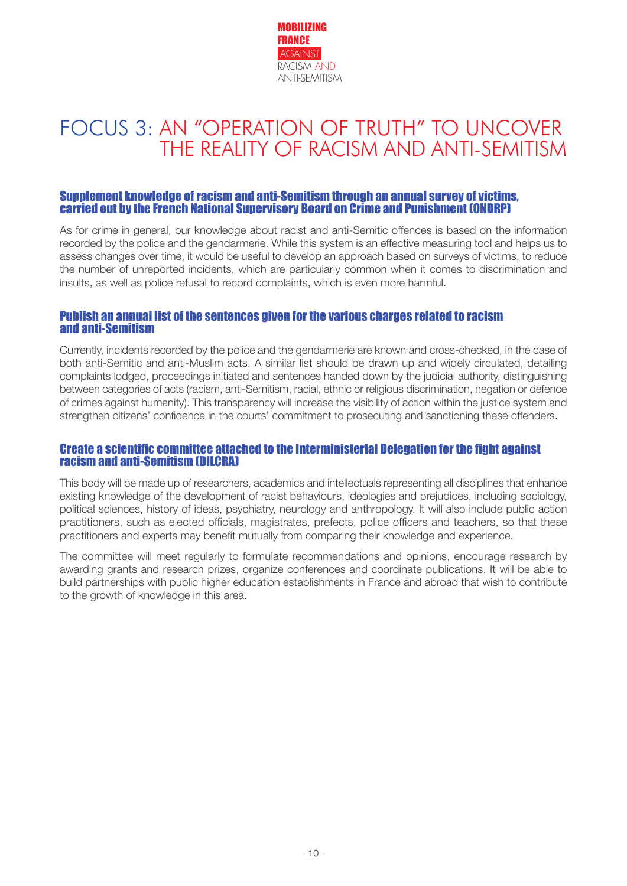# FOCUS 3: AN "OPERATION OF TRUTH" TO UNCOVER THE REALITY OF RACISM AND ANTI-SEMITISM

## Supplement knowledge of racism and anti-Semitism through an annual survey of victims, carried out by the French National Supervisory Board on Crime and Punishment (ONDRP)

As for crime in general, our knowledge about racist and anti-Semitic offences is based on the information recorded by the police and the gendarmerie. While this system is an effective measuring tool and helps us to assess changes over time, it would be useful to develop an approach based on surveys of victims, to reduce the number of unreported incidents, which are particularly common when it comes to discrimination and insults, as well as police refusal to record complaints, which is even more harmful.

## Publish an annual list of the sentences given for the various charges related to racism and anti-Semitism

Currently, incidents recorded by the police and the gendarmerie are known and cross-checked, in the case of both anti-Semitic and anti-Muslim acts. A similar list should be drawn up and widely circulated, detailing complaints lodged, proceedings initiated and sentences handed down by the judicial authority, distinguishing between categories of acts (racism, anti-Semitism, racial, ethnic or religious discrimination, negation or defence of crimes against humanity). This transparency will increase the visibility of action within the justice system and strengthen citizens' confidence in the courts' commitment to prosecuting and sanctioning these offenders.

## Create a scientific committee attached to the Interministerial Delegation for the fight against racism and anti-Semitism (DILCRA)

This body will be made up of researchers, academics and intellectuals representing all disciplines that enhance existing knowledge of the development of racist behaviours, ideologies and prejudices, including sociology, political sciences, history of ideas, psychiatry, neurology and anthropology. It will also include public action practitioners, such as elected officials, magistrates, prefects, police officers and teachers, so that these practitioners and experts may benefit mutually from comparing their knowledge and experience.

The committee will meet regularly to formulate recommendations and opinions, encourage research by awarding grants and research prizes, organize conferences and coordinate publications. It will be able to build partnerships with public higher education establishments in France and abroad that wish to contribute to the growth of knowledge in this area.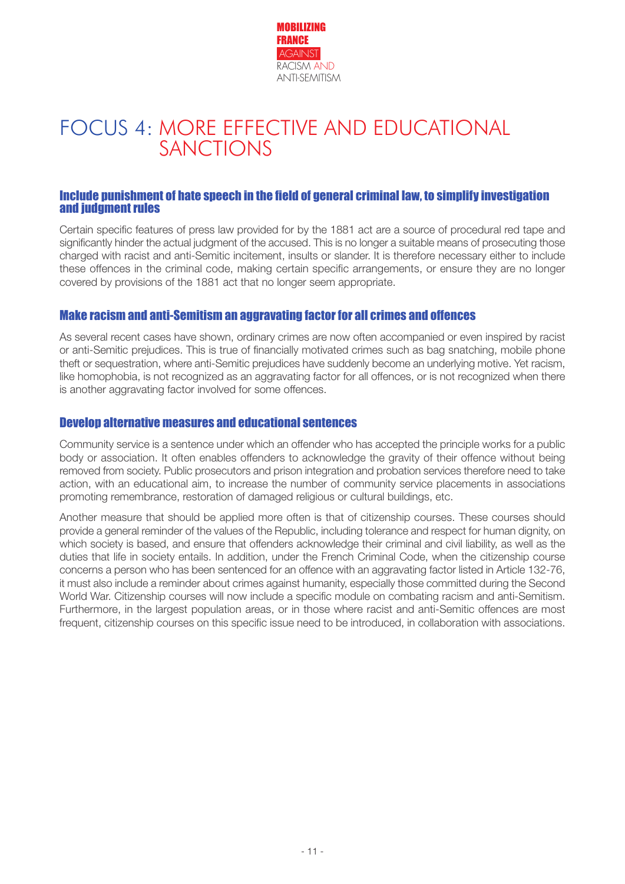# FOCUS 4: MORE EFFECTIVE AND EDUCATIONAL SANCTIONS

### Include punishment of hate speech in the field of general criminal law, to simplify investigation and judgment rules

Certain specific features of press law provided for by the 1881 act are a source of procedural red tape and significantly hinder the actual judgment of the accused. This is no longer a suitable means of prosecuting those charged with racist and anti-Semitic incitement, insults or slander. It is therefore necessary either to include these offences in the criminal code, making certain specific arrangements, or ensure they are no longer covered by provisions of the 1881 act that no longer seem appropriate.

### Make racism and anti-Semitism an aggravating factor for all crimes and offences

As several recent cases have shown, ordinary crimes are now often accompanied or even inspired by racist or anti-Semitic prejudices. This is true of financially motivated crimes such as bag snatching, mobile phone theft or sequestration, where anti-Semitic prejudices have suddenly become an underlying motive. Yet racism, like homophobia, is not recognized as an aggravating factor for all offences, or is not recognized when there is another aggravating factor involved for some offences.

### Develop alternative measures and educational sentences

Community service is a sentence under which an offender who has accepted the principle works for a public body or association. It often enables offenders to acknowledge the gravity of their offence without being removed from society. Public prosecutors and prison integration and probation services therefore need to take action, with an educational aim, to increase the number of community service placements in associations promoting remembrance, restoration of damaged religious or cultural buildings, etc.

Another measure that should be applied more often is that of citizenship courses. These courses should provide a general reminder of the values of the Republic, including tolerance and respect for human dignity, on which society is based, and ensure that offenders acknowledge their criminal and civil liability, as well as the duties that life in society entails. In addition, under the French Criminal Code, when the citizenship course concerns a person who has been sentenced for an offence with an aggravating factor listed in Article 132-76, it must also include a reminder about crimes against humanity, especially those committed during the Second World War. Citizenship courses will now include a specific module on combating racism and anti-Semitism. Furthermore, in the largest population areas, or in those where racist and anti-Semitic offences are most frequent, citizenship courses on this specific issue need to be introduced, in collaboration with associations.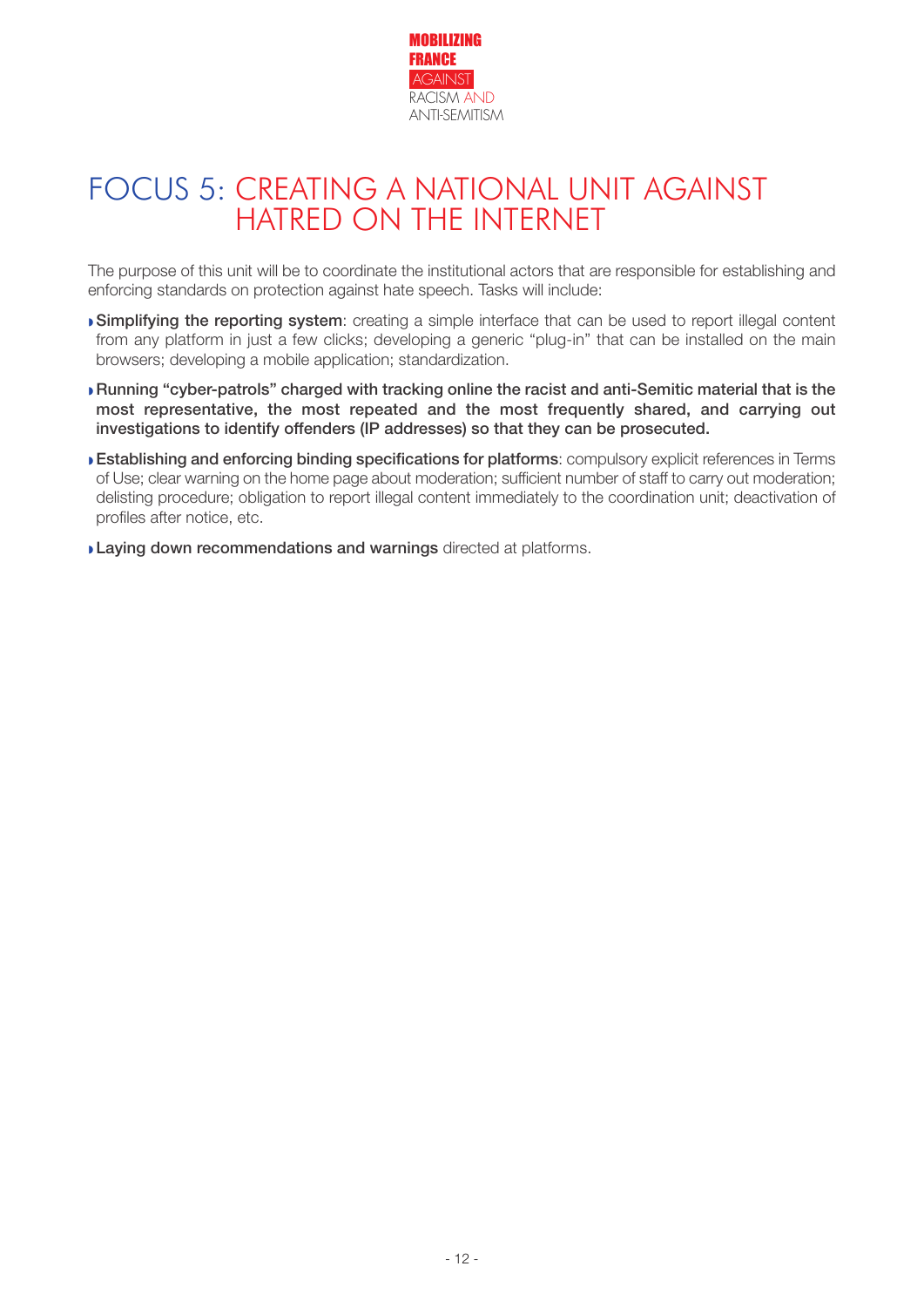# FOCUS 5: CREATING A NATIONAL UNIT AGAINST HATRED ON THE INTERNET

The purpose of this unit will be to coordinate the institutional actors that are responsible for establishing and enforcing standards on protection against hate speech. Tasks will include:

- **Simplifying the reporting system**: creating a simple interface that can be used to report illegal content from any platform in just a few clicks; developing a generic "plug-in" that can be installed on the main browsers; developing a mobile application; standardization.
- **Running "cyber-patrols" charged with tracking online the racist and anti-Semitic material that is the most representative, the most repeated and the most frequently shared, and carrying out investigations to identify offenders (IP addresses) so that they can be prosecuted.**
- **Establishing and enforcing binding specifications for platforms**: compulsory explicit references in Terms of Use; clear warning on the home page about moderation; sufficient number of staff to carry out moderation; delisting procedure; obligation to report illegal content immediately to the coordination unit; deactivation of profiles after notice, etc.
- **Laying down recommendations and warnings** directed at platforms.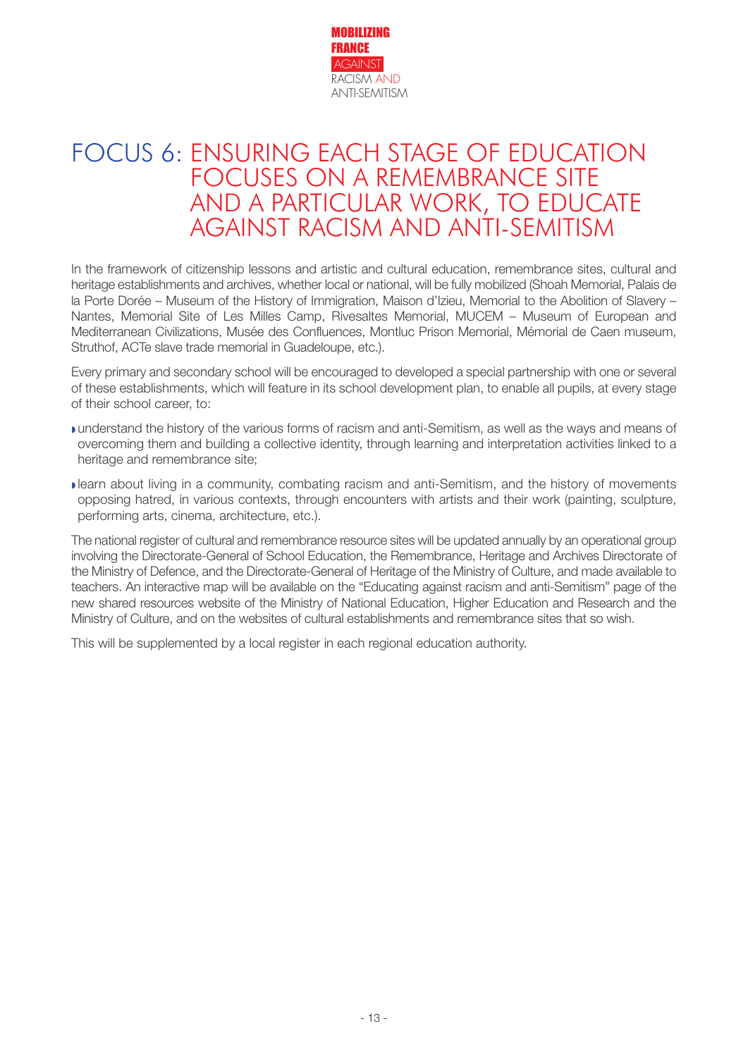# FOCUS 6: ENSURING EACH STAGE OF EDUCATION FOCUSES ON A REMEMBRANCE SITE AND A PARTICULAR WORK, TO EDUCATE AGAINST RACISM AND ANTI-SEMITISM

In the framework of citizenship lessons and artistic and cultural education, remembrance sites, cultural and heritage establishments and archives, whether local or national, will be fully mobilized (Shoah Memorial, Palais de la Porte Dorée – Museum of the History of Immigration, Maison d'Izieu, Memorial to the Abolition of Slavery – Nantes, Memorial Site of Les Milles Camp, Rivesaltes Memorial, MUCEM – Museum of European and Mediterranean Civilizations, Musée des Confluences, Montluc Prison Memorial, Mémorial de Caen museum, Struthof, ACTe slave trade memorial in Guadeloupe, etc.).

Every primary and secondary school will be encouraged to developed a special partnership with one or several of these establishments, which will feature in its school development plan, to enable all pupils, at every stage of their school career, to:

- understand the history of the various forms of racism and anti-Semitism, as well as the ways and means of overcoming them and building a collective identity, through learning and interpretation activities linked to a heritage and remembrance site;
- learn about living in a community, combating racism and anti-Semitism, and the history of movements opposing hatred, in various contexts, through encounters with artists and their work (painting, sculpture, performing arts, cinema, architecture, etc.).

The national register of cultural and remembrance resource sites will be updated annually by an operational group involving the Directorate-General of School Education, the Remembrance, Heritage and Archives Directorate of the Ministry of Defence, and the Directorate-General of Heritage of the Ministry of Culture, and made available to teachers. An interactive map will be available on the "Educating against racism and anti-Semitism" page of the new shared resources website of the Ministry of National Education, Higher Education and Research and the Ministry of Culture, and on the websites of cultural establishments and remembrance sites that so wish.

This will be supplemented by a local register in each regional education authority.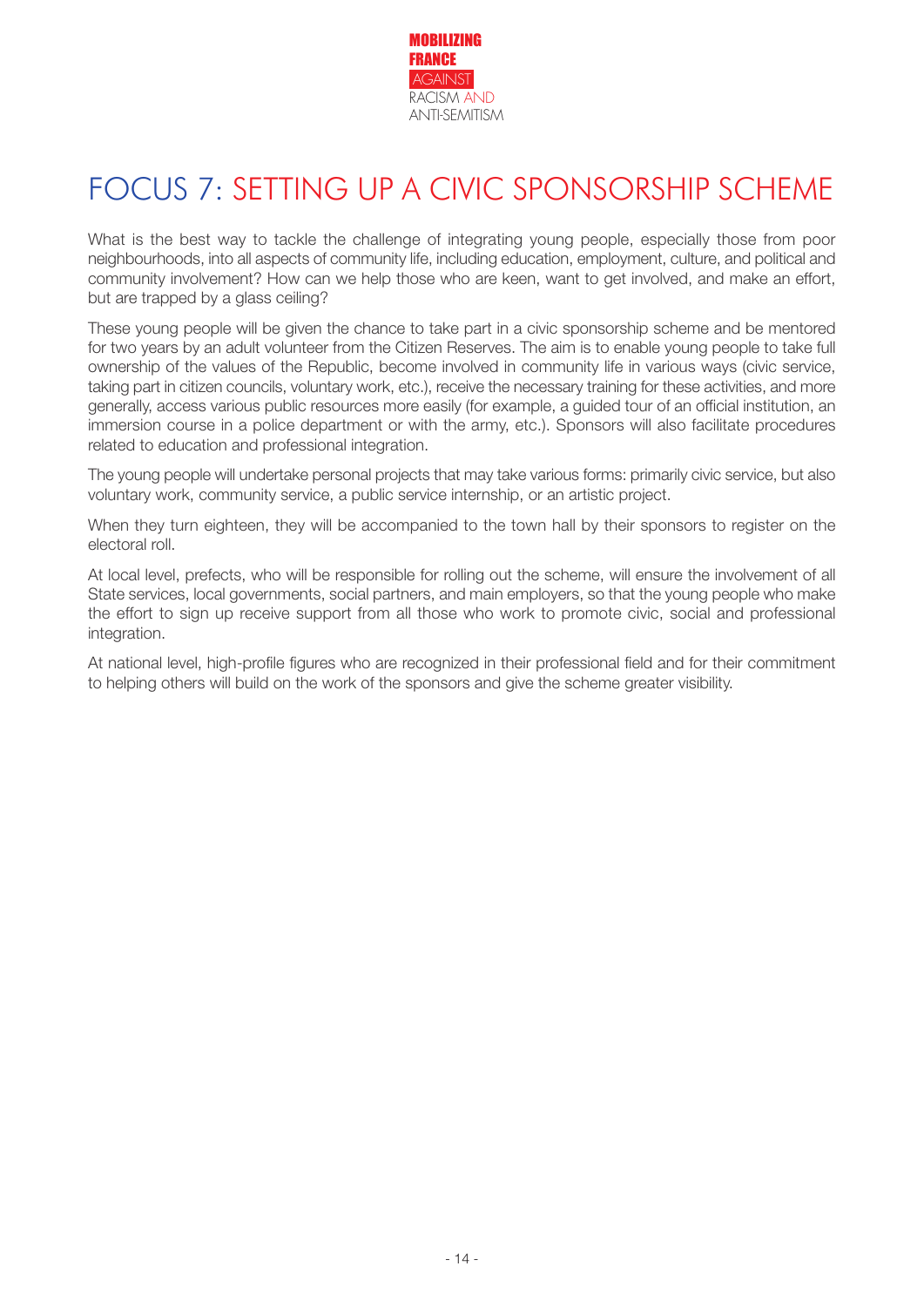# FOCUS 7: SETTING UP A CIVIC SPONSORSHIP SCHEME

What is the best way to tackle the challenge of integrating young people, especially those from poor neighbourhoods, into all aspects of community life, including education, employment, culture, and political and community involvement? How can we help those who are keen, want to get involved, and make an effort, but are trapped by a glass ceiling?

These young people will be given the chance to take part in a civic sponsorship scheme and be mentored for two years by an adult volunteer from the Citizen Reserves. The aim is to enable young people to take full ownership of the values of the Republic, become involved in community life in various ways (civic service, taking part in citizen councils, voluntary work, etc.), receive the necessary training for these activities, and more generally, access various public resources more easily (for example, a guided tour of an official institution, an immersion course in a police department or with the army, etc.). Sponsors will also facilitate procedures related to education and professional integration.

The young people will undertake personal projects that may take various forms: primarily civic service, but also voluntary work, community service, a public service internship, or an artistic project.

When they turn eighteen, they will be accompanied to the town hall by their sponsors to register on the electoral roll.

At local level, prefects, who will be responsible for rolling out the scheme, will ensure the involvement of all State services, local governments, social partners, and main employers, so that the young people who make the effort to sign up receive support from all those who work to promote civic, social and professional integration.

At national level, high-profile figures who are recognized in their professional field and for their commitment to helping others will build on the work of the sponsors and give the scheme greater visibility.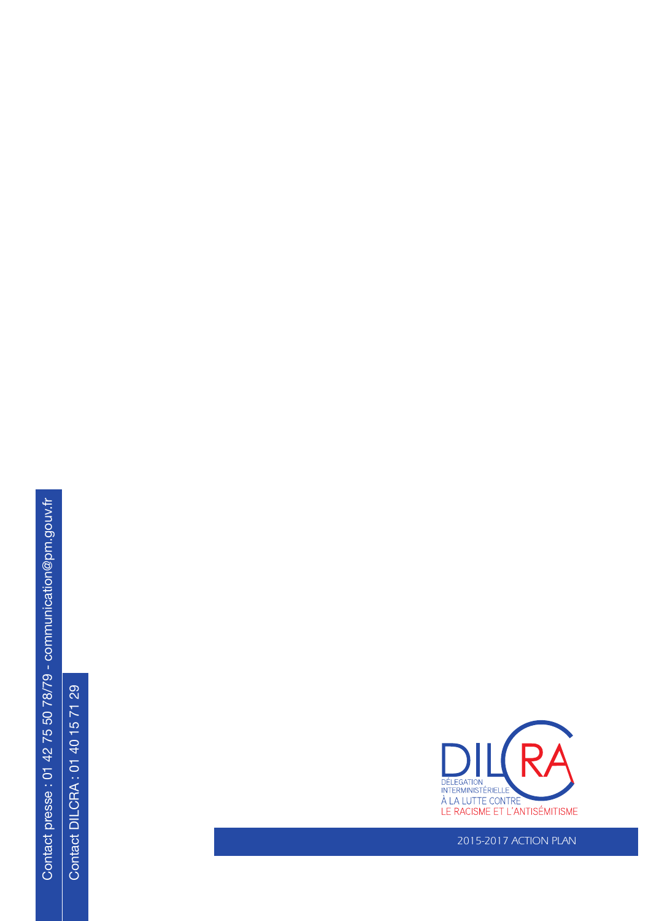Contact presse : 01 42 75 50 78/79 - communication@pm.gouv.fr

Contact DILCRA : 01 40 15 71 29

DILCRA

DÉLÉGATION INTERMINISTÉRIELLE À LA LUTTE CONTRE LE RACISME ET L'ANTISÉMITISME

2015-2017 ACTION PLAN